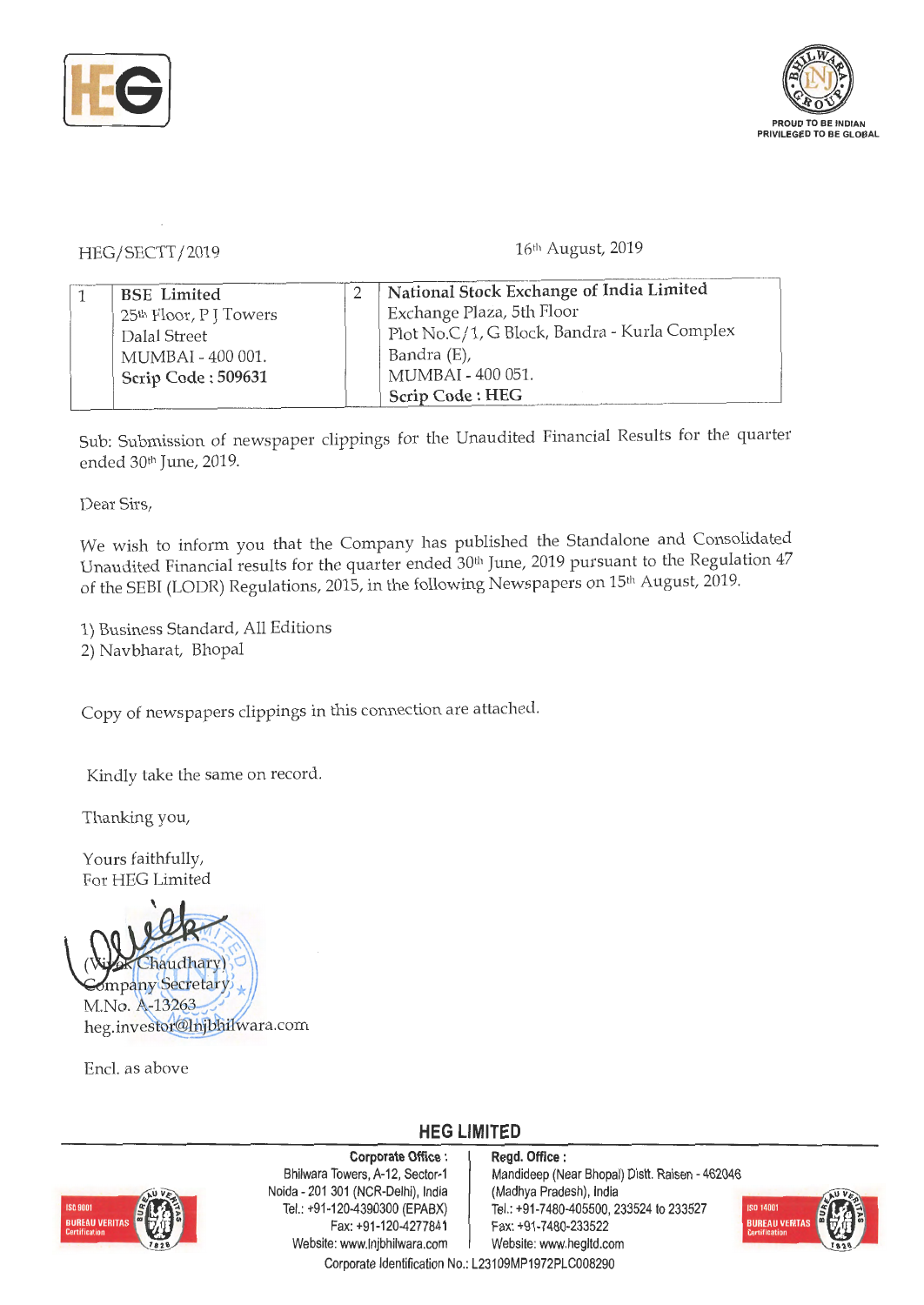HEG/SECTT/2019

16th August, 2019

| 1 | BSE Limited<br>25th Floor, P J Towers<br>Dalal Street<br>MUMBAI - 400 001.<br>**Scrip Code : 509631** | 2 | **National Stock Exchange of India Limited**<br>Exchange Plaza, 5th Floor<br>Plot No.C/1, G Block, Bandra - Kurla Complex<br>Bandra (E),<br>MUMBAI - 400 051.<br>**Scrip Code : HEG** |
|---|---|---|---|

Sub: Submission of newspaper clippings for the Unaudited Financial Results for the quarter ended 30th June, 2019.

Dear Sirs,

We wish to inform you that the Company has published the Standalone and Consolidated Unaudited Financial results for the quarter ended 30th June, 2019 pursuant to the Regulation 47 of the SEBI (LODR) Regulations, 2015, in the following Newspapers on 15th August, 2019.

1) Business Standard, All Editions
2) Navbharat, Bhopal

Copy of newspapers clippings in this connection are attached.

Kindly take the same on record.

Thanking you,

Yours faithfully,
For HEG Limited

(Vivek Chaudhary)
Company Secretary
M.No. A-13263
heg.investor@lnjbhilwara.com

Encl. as above

**HEG LIMITED**

**Corporate Office :**
Bhilwara Towers, A-12, Sector-1
Noida - 201 301 (NCR-Delhi), India
Tel.: +91-120-4390300 (EPABX)
Fax: +91-120-4277841
Website: www.lnjbhilwara.com

**Regd. Office :**
Mandideep (Near Bhopal) Distt. Raisen - 462046
(Madhya Pradesh), India
Tel.: +91-7480-405500, 233524 to 233527
Fax: +91-7480-233522
Website: www.hegltd.com

Corporate Identification No.: L23109MP1972PLC008290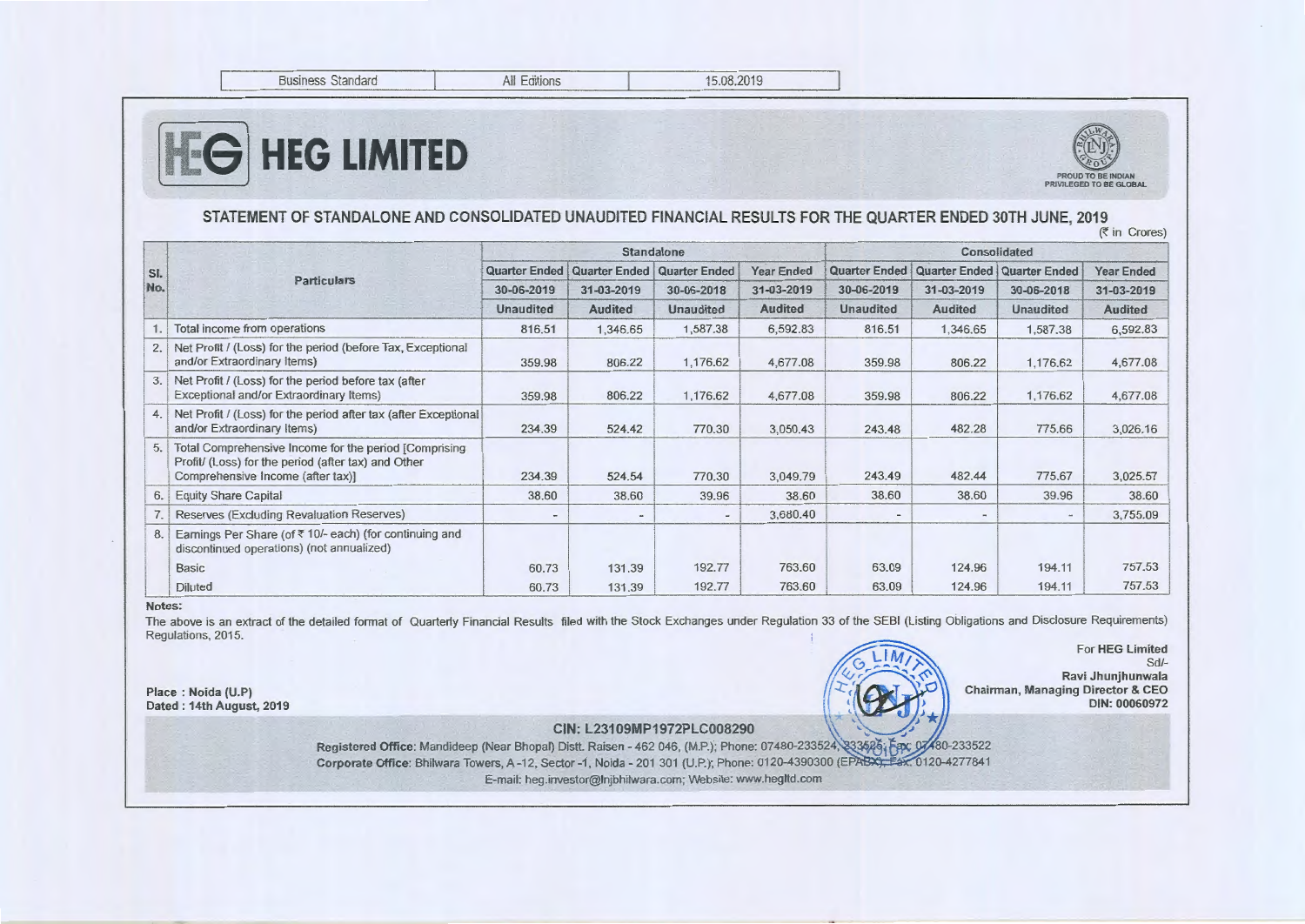| Business Standard | All Editions | 15.08.2019 |
|---|---|---|

# HEG LIMITED

PROUD TO BE INDIAN
PRIVILEGED TO BE GLOBAL

## STATEMENT OF STANDALONE AND CONSOLIDATED UNAUDITED FINANCIAL RESULTS FOR THE QUARTER ENDED 30TH JUNE, 2019

(₹ in Crores)

| Sl. No. | Particulars | Standalone | | | | Consolidated | | | |
|---|---|---|---|---|---|---|---|---|---|
| | | Quarter Ended | Quarter Ended | Quarter Ended | Year Ended | Quarter Ended | Quarter Ended | Quarter Ended | Year Ended |
| | | 30-06-2019 | 31-03-2019 | 30-06-2018 | 31-03-2019 | 30-06-2019 | 31-03-2019 | 30-06-2018 | 31-03-2019 |
| | | Unaudited | Audited | Unaudited | Audited | Unaudited | Audited | Unaudited | Audited |
| 1. | Total income from operations | 816.51 | 1,346.65 | 1,587.38 | 6,592.83 | 816.51 | 1,346.65 | 1,587.38 | 6,592.83 |
| 2. | Net Profit / (Loss) for the period (before Tax, Exceptional and/or Extraordinary Items) | 359.98 | 806.22 | 1,176.62 | 4,677.08 | 359.98 | 806.22 | 1,176.62 | 4,677.08 |
| 3. | Net Profit / (Loss) for the period before tax (after Exceptional and/or Extraordinary Items) | 359.98 | 806.22 | 1,176.62 | 4,677.08 | 359.98 | 806.22 | 1,176.62 | 4,677.08 |
| 4. | Net Profit / (Loss) for the period after tax (after Exceptional and/or Extraordinary Items) | 234.39 | 524.42 | 770.30 | 3,050.43 | 243.48 | 482.28 | 775.66 | 3,026.16 |
| 5. | Total Comprehensive Income for the period [Comprising Profit/ (Loss) for the period (after tax) and Other Comprehensive Income (after tax)] | 234.39 | 524.54 | 770.30 | 3,049.79 | 243.49 | 482.44 | 775.67 | 3,025.57 |
| 6. | Equity Share Capital | 38.60 | 38.60 | 39.96 | 38.60 | 38.60 | 38.60 | 39.96 | 38.60 |
| 7. | Reserves (Excluding Revaluation Reserves) | - | - | - | 3,680.40 | - | - | - | 3,755.09 |
| 8. | Earnings Per Share (of ₹ 10/- each) (for continuing and discontinued operations) (not annualized) | | | | | | | | |
| | Basic | 60.73 | 131.39 | 192.77 | 763.60 | 63.09 | 124.96 | 194.11 | 757.53 |
| | Diluted | 60.73 | 131.39 | 192.77 | 763.60 | 63.09 | 124.96 | 194.11 | 757.53 |

**Notes:**

The above is an extract of the detailed format of Quarterly Financial Results filed with the Stock Exchanges under Regulation 33 of the SEBI (Listing Obligations and Disclosure Requirements) Regulations, 2015.

**Place : Noida (U.P)**
**Dated : 14th August, 2019**

For **HEG Limited**
Sd/-
**Ravi Jhunjhunwala**
**Chairman, Managing Director & CEO**
**DIN: 00060972**

**CIN: L23109MP1972PLC008290**

**Registered Office:** Mandideep (Near Bhopal) Distt. Raisen - 462 046, (M.P.); Phone: 07480-233524, 233525; Fax: 07480-233522
**Corporate Office:** Bhilwara Towers, A-12, Sector-1, Noida - 201 301 (U.P.); Phone: 0120-4390300 (EPABX); Fax: 0120-4277841
E-mail: heg.investor@lnjbhilwara.com; Website: www.hegltd.com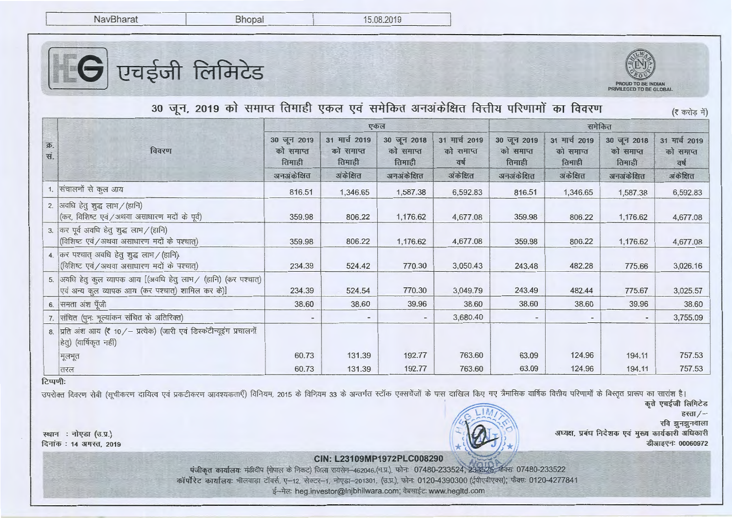NavBharat | Bhopal | 15.08.2019

# एचईजी लिमिटेड

PROUD TO BE INDIAN
PRIVILEGED TO BE GLOBAL

## 30 जून, 2019 को समाप्त तिमाही एकल एवं समेकित अनअंकेक्षित वित्तीय परिणामों का विवरण

(₹ करोड़ में)

| क्र. सं. | विवरण | एकल | | | | समेकित | | | |
|---|---|---|---|---|---|---|---|---|---|
| | | 30 जून 2019 को समाप्त तिमाही | 31 मार्च 2019 को समाप्त तिमाही | 30 जून 2018 को समाप्त तिमाही | 31 मार्च 2019 को समाप्त वर्ष | 30 जून 2019 को समाप्त तिमाही | 31 मार्च 2019 को समाप्त तिमाही | 30 जून 2018 को समाप्त तिमाही | 31 मार्च 2019 को समाप्त वर्ष |
| | | अनअंकेक्षित | अंकेक्षित | अनअंकेक्षित | अंकेक्षित | अनअंकेक्षित | अंकेक्षित | अनअंकेक्षित | अंकेक्षित |
| 1. | संचालनों से कुल आय | 816.51 | 1,346.65 | 1,587.38 | 6,592.83 | 816.51 | 1,346.65 | 1,587.38 | 6,592.83 |
| 2. | अवधि हेतु शुद्ध लाभ/(हानि) (कर, विशिष्ट एवं/अथवा असाधारण मदों के पूर्व) | 359.98 | 806.22 | 1,176.62 | 4,677.08 | 359.98 | 806.22 | 1,176.62 | 4,677.08 |
| 3. | कर पूर्व अवधि हेतु शुद्ध लाभ/(हानि) (विशिष्ट एवं/अथवा असाधारण मदों के पश्चात्) | 359.98 | 806.22 | 1,176.62 | 4,677.08 | 359.98 | 806.22 | 1,176.62 | 4,677.08 |
| 4. | कर पश्चात् अवधि हेतु शुद्ध लाभ/(हानि) (विशिष्ट एवं/अथवा असाधारण मदों के पश्चात्) | 234.39 | 524.42 | 770.30 | 3,050.43 | 243.48 | 482.28 | 775.66 | 3,026.16 |
| 5. | अवधि हेतु कुल व्यापक आय [(अवधि हेतु लाभ/(हानि) (कर पश्चात्) एवं अन्य कुल व्यापक आय (कर पश्चात्) शामिल कर के)] | 234.39 | 524.54 | 770.30 | 3,049.79 | 243.49 | 482.44 | 775.67 | 3,025.57 |
| 6. | समता अंश पूँजी | 38.60 | 38.60 | 39.96 | 38.60 | 38.60 | 38.60 | 39.96 | 38.60 |
| 7. | संचित (पुनः मूल्यांकन संचित के अतिरिक्त) | - | - | - | 3,680.40 | - | - | - | 3,755.09 |
| 8. | प्रति अंश आय (₹ 10/- प्रत्येक) (जारी एवं डिस्कंटीन्यूइंग प्रचालनों हेतु) (वार्षिकृत नहीं) | | | | | | | | |
| | मूलभूत | 60.73 | 131.39 | 192.77 | 763.60 | 63.09 | 124.96 | 194.11 | 757.53 |
| | तरल | 60.73 | 131.39 | 192.77 | 763.60 | 63.09 | 124.96 | 194.11 | 757.53 |

**टिप्पणीः**

उपरोक्त विवरण सेबी (सूचीकरण दायित्व एवं प्रकटीकरण आवश्यकताएँ) विनियम, 2015 के विनियम 33 के अन्तर्गत स्टॉक एक्सचेंजों के पास दाखिल किए गए त्रैमासिक वार्षिक वित्तीय परिणामों के विस्तृत प्रारूप का सारांश है।

कृते एचईजी लिमिटेड
हस्ता/-
रवि झुनझुनवाला
अध्यक्ष, प्रबंध निदेशक एवं मुख्य कार्यकारी अधिकारी
डीआइएनः 00060972

स्थान : नोएडा (उ.प्र.)
दिनांक : 14 अगस्त, 2019

**CIN: L23109MP1972PLC008290**

पंजीकृत कार्यालयः मंडीदीप (भोपाल के निकट) जिला रायसेन-462046,(म.प्र.), फोनः 07480-233524, 233525, फैक्सः 07480-233522
कॉर्पोरेट कार्यालयः भीलवाड़ा टॉवर्स, ए-12, सेक्टर-1, नोएडा-201301, (उ.प्र.), फोनः 0120-4390300 (ईपीएबीएक्स); फैक्सः 0120-4277841
ई-मेलः heg.investor@lnjbhilwara.com; वेबसाइटः www.hegltd.com